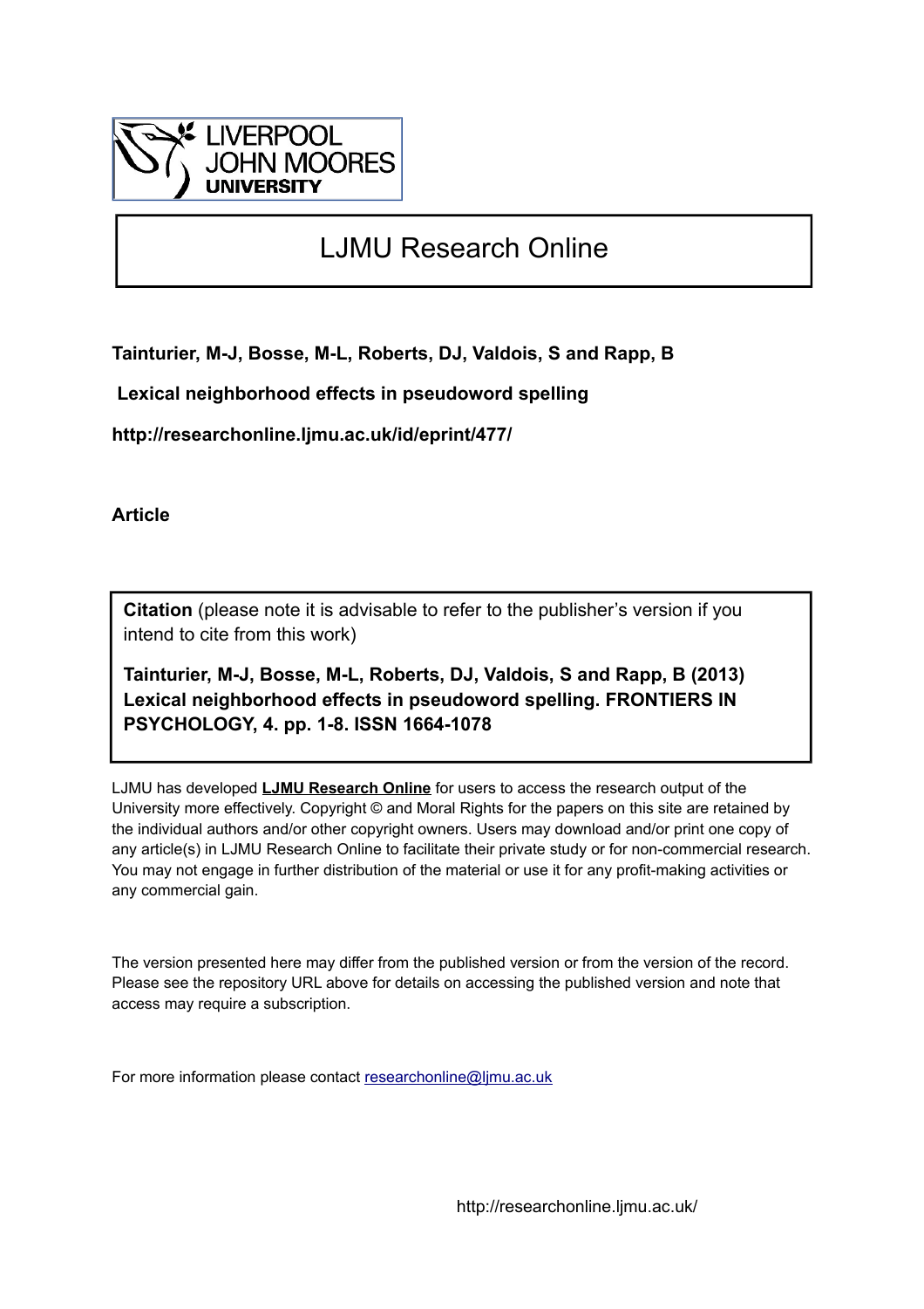LIVERPOOL JOHN MOORES UNIVERSITY

# LJMU Research Online

**Tainturier, M-J, Bosse, M-L, Roberts, DJ, Valdois, S and Rapp, B**

**Lexical neighborhood effects in pseudoword spelling**

**http://researchonline.ljmu.ac.uk/id/eprint/477/**

**Article**

**Citation** (please note it is advisable to refer to the publisher's version if you intend to cite from this work)

**Tainturier, M-J, Bosse, M-L, Roberts, DJ, Valdois, S and Rapp, B (2013) Lexical neighborhood effects in pseudoword spelling. FRONTIERS IN PSYCHOLOGY, 4. pp. 1-8. ISSN 1664-1078**

LJMU has developed **LJMU Research Online** for users to access the research output of the University more effectively. Copyright © and Moral Rights for the papers on this site are retained by the individual authors and/or other copyright owners. Users may download and/or print one copy of any article(s) in LJMU Research Online to facilitate their private study or for non-commercial research. You may not engage in further distribution of the material or use it for any profit-making activities or any commercial gain.

The version presented here may differ from the published version or from the version of the record. Please see the repository URL above for details on accessing the published version and note that access may require a subscription.

For more information please contact researchonline@ljmu.ac.uk

http://researchonline.ljmu.ac.uk/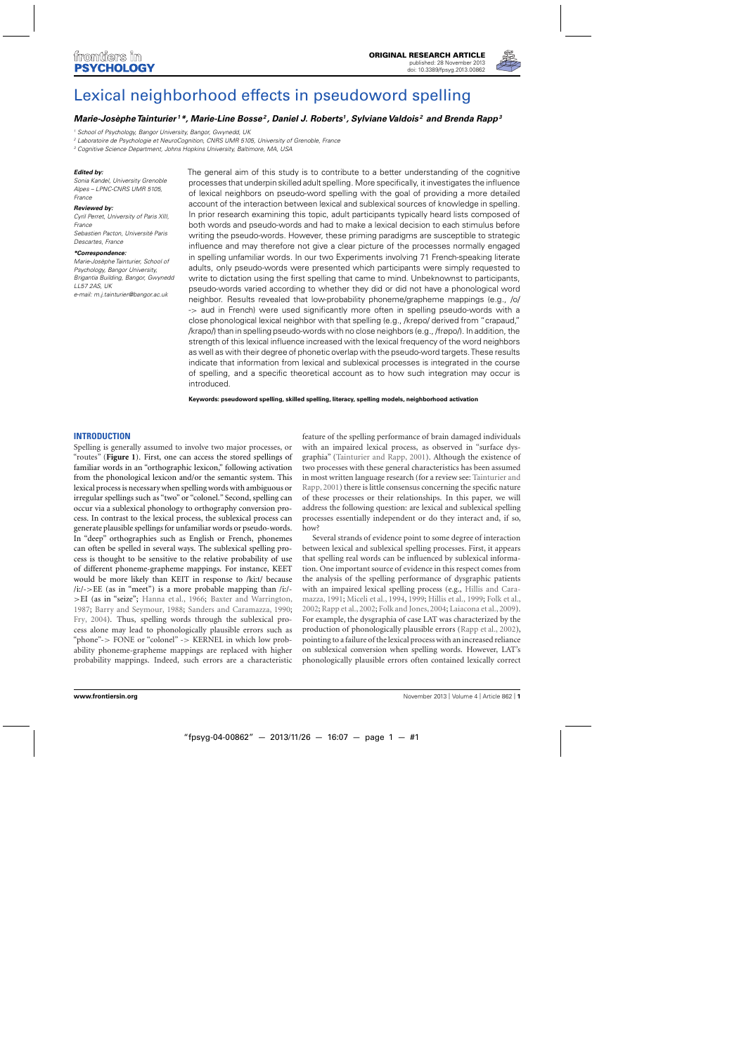# Lexical neighborhood effects in pseudoword spelling

***Marie-Josèphe Tainturier[1]\*, Marie-Line Bosse[2], Daniel J. Roberts[1], Sylviane Valdois[2] and Brenda Rapp[3]***

[1] School of Psychology, Bangor University, Bangor, Gwynedd, UK

[2] Laboratoire de Psychologie et NeuroCognition, CNRS UMR 5105, University of Grenoble, France

[3] Cognitive Science Department, Johns Hopkins University, Baltimore, MA, USA

***Edited by:***

*Sonia Kandel, University Grenoble Alpes – LPNC-CNRS UMR 5105, France*

***Reviewed by:***

*Cyril Perret, University of Paris XIII, France*

*Sebastien Pacton, Université Paris Descartes, France*

***\*Correspondence:***

*Marie-Josèphe Tainturier, School of Psychology, Bangor University, Brigantia Building, Bangor, Gwynedd LL57 2AS, UK*

*e-mail: m.j.tainturier@bangor.ac.uk*

The general aim of this study is to contribute to a better understanding of the cognitive processes that underpin skilled adult spelling. More specifically, it investigates the influence of lexical neighbors on pseudo-word spelling with the goal of providing a more detailed account of the interaction between lexical and sublexical sources of knowledge in spelling. In prior research examining this topic, adult participants typically heard lists composed of both words and pseudo-words and had to make a lexical decision to each stimulus before writing the pseudo-words. However, these priming paradigms are susceptible to strategic influence and may therefore not give a clear picture of the processes normally engaged in spelling unfamiliar words. In our two Experiments involving 71 French-speaking literate adults, only pseudo-words were presented which participants were simply requested to write to dictation using the first spelling that came to mind. Unbeknownst to participants, pseudo-words varied according to whether they did or did not have a phonological word neighbor. Results revealed that low-probability phoneme/grapheme mappings (e.g., /o/ -> aud in French) were used significantly more often in spelling pseudo-words with a close phonological lexical neighbor with that spelling (e.g., /krepo/ derived from "crapaud," /krapo/) than in spelling pseudo-words with no close neighbors (e.g., /frøpo/). In addition, the strength of this lexical influence increased with the lexical frequency of the word neighbors as well as with their degree of phonetic overlap with the pseudo-word targets. These results indicate that information from lexical and sublexical processes is integrated in the course of spelling, and a specific theoretical account as to how such integration may occur is introduced.

**Keywords: pseudoword spelling, skilled spelling, literacy, spelling models, neighborhood activation**

## INTRODUCTION

Spelling is generally assumed to involve two major processes, or "routes" (**Figure 1**). First, one can access the stored spellings of familiar words in an "orthographic lexicon," following activation from the phonological lexicon and/or the semantic system. This lexical process is necessary when spelling words with ambiguous or irregular spellings such as "two" or "colonel." Second, spelling can occur via a sublexical phonology to orthography conversion process. In contrast to the lexical process, the sublexical process can generate plausible spellings for unfamiliar words or pseudo-words. In "deep" orthographies such as English or French, phonemes can often be spelled in several ways. The sublexical spelling process is thought to be sensitive to the relative probability of use of different phoneme-grapheme mappings. For instance, KEET would be more likely than KEIT in response to /ki:t/ because /i:/->EE (as in "meet") is a more probable mapping than /i:/->EI (as in "seize"; Hanna et al., 1966; Baxter and Warrington, 1987; Barry and Seymour, 1988; Sanders and Caramazza, 1990; Fry, 2004). Thus, spelling words through the sublexical process alone may lead to phonologically plausible errors such as "phone"-> FONE or "colonel" -> KERNEL in which low probability phoneme-grapheme mappings are replaced with higher probability mappings. Indeed, such errors are a characteristic feature of the spelling performance of brain damaged individuals with an impaired lexical process, as observed in "surface dysgraphia" (Tainturier and Rapp, 2001). Although the existence of two processes with these general characteristics has been assumed in most written language research (for a review see: Tainturier and Rapp, 2001) there is little consensus concerning the specific nature of these processes or their relationships. In this paper, we will address the following question: are lexical and sublexical spelling processes essentially independent or do they interact and, if so, how?

Several strands of evidence point to some degree of interaction between lexical and sublexical spelling processes. First, it appears that spelling real words can be influenced by sublexical information. One important source of evidence in this respect comes from the analysis of the spelling performance of dysgraphic patients with an impaired lexical spelling process (e.g., Hillis and Caramazza, 1991; Miceli et al., 1994, 1999; Hillis et al., 1999; Folk et al., 2002; Rapp et al., 2002; Folk and Jones, 2004; Laiacona et al., 2009). For example, the dysgraphia of case LAT was characterized by the production of phonologically plausible errors (Rapp et al., 2002), pointing to a failure of the lexical process with an increased reliance on sublexical conversion when spelling words. However, LAT's phonologically plausible errors often contained lexically correct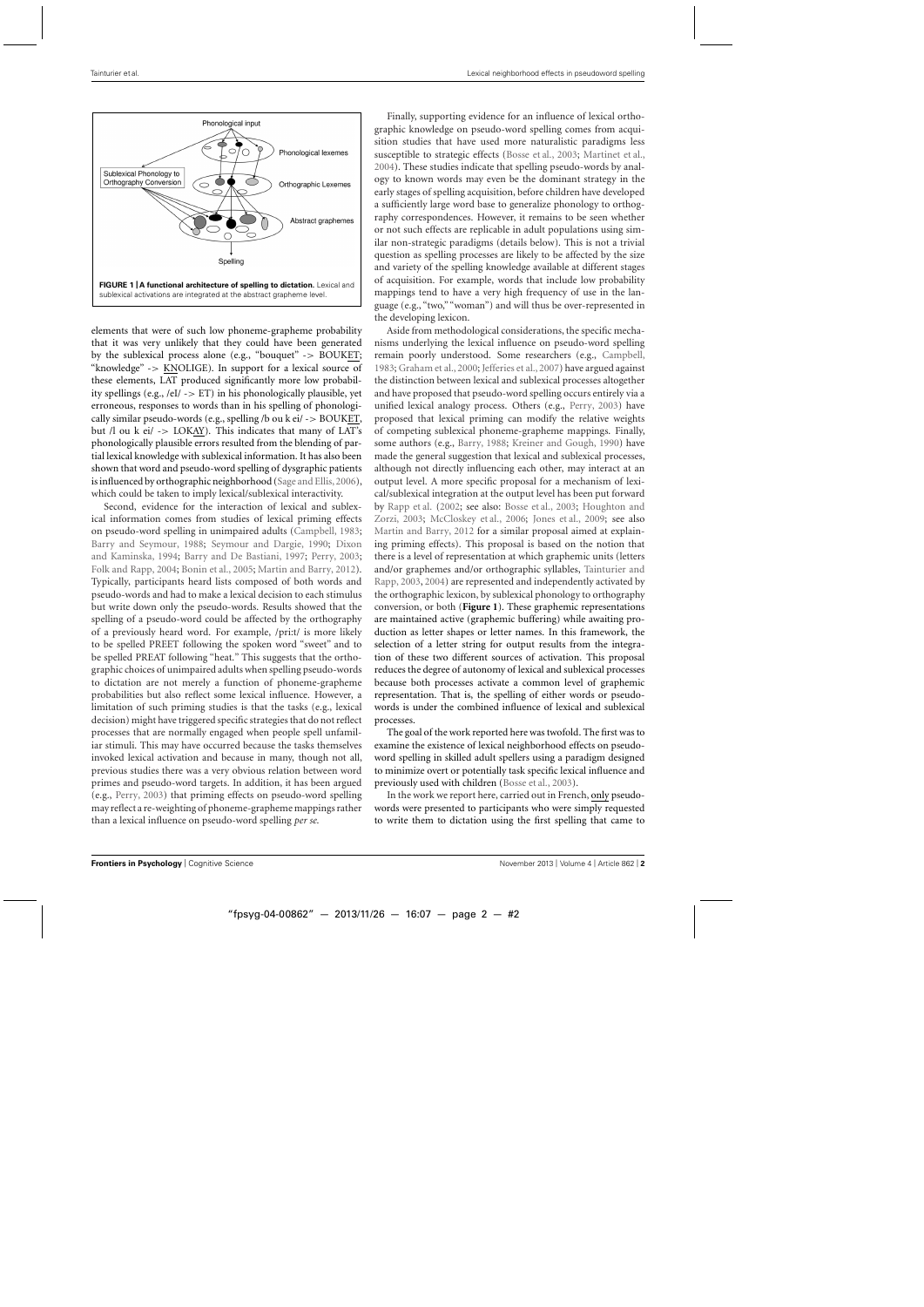**FIGURE 1 | A functional architecture of spelling to dictation.** Lexical and sublexical activations are integrated at the abstract grapheme level.

elements that were of such low phoneme-grapheme probability that it was very unlikely that they could have been generated by the sublexical process alone (e.g., "bouquet" -> BOUKET; "knowledge" -> KNOLIGE). In support for a lexical source of these elements, LAT produced significantly more low probability spellings (e.g., /eI/ -> ET) in his phonologically plausible, yet erroneous, responses to words than in his spelling of phonologically similar pseudo-words (e.g., spelling /b ou k ei/ -> BOUKET, but /l ou k ei/ -> LOKAY). This indicates that many of LAT's phonologically plausible errors resulted from the blending of partial lexical knowledge with sublexical information. It has also been shown that word and pseudo-word spelling of dysgraphic patients is influenced by orthographic neighborhood (Sage and Ellis, 2006), which could be taken to imply lexical/sublexical interactivity.

Second, evidence for the interaction of lexical and sublexical information comes from studies of lexical priming effects on pseudo-word spelling in unimpaired adults (Campbell, 1983; Barry and Seymour, 1988; Seymour and Dargie, 1990; Dixon and Kaminska, 1994; Barry and De Bastiani, 1997; Perry, 2003; Folk and Rapp, 2004; Bonin et al., 2005; Martin and Barry, 2012). Typically, participants heard lists composed of both words and pseudo-words and had to make a lexical decision to each stimulus but write down only the pseudo-words. Results showed that the spelling of a pseudo-word could be affected by the orthography of a previously heard word. For example, /pri:t/ is more likely to be spelled PREET following the spoken word "sweet" and to be spelled PREAT following "heat." This suggests that the orthographic choices of unimpaired adults when spelling pseudo-words to dictation are not merely a function of phoneme-grapheme probabilities but also reflect some lexical influence. However, a limitation of such priming studies is that the tasks (e.g., lexical decision) might have triggered specific strategies that do not reflect processes that are normally engaged when people spell unfamiliar stimuli. This may have occurred because the tasks themselves invoked lexical activation and because in many, though not all, previous studies there was a very obvious relation between word primes and pseudo-word targets. In addition, it has been argued (e.g., Perry, 2003) that priming effects on pseudo-word spelling may reflect a re-weighting of phoneme-grapheme mappings rather than a lexical influence on pseudo-word spelling *per se*.

Finally, supporting evidence for an influence of lexical orthographic knowledge on pseudo-word spelling comes from acquisition studies that have used more naturalistic paradigms less susceptible to strategic effects (Bosse et al., 2003; Martinet et al., 2004). These studies indicate that spelling pseudo-words by analogy to known words may even be the dominant strategy in the early stages of spelling acquisition, before children have developed a sufficiently large word base to generalize phonology to orthography correspondences. However, it remains to be seen whether or not such effects are replicable in adult populations using similar non-strategic paradigms (details below). This is not a trivial question as spelling processes are likely to be affected by the size and variety of the spelling knowledge available at different stages of acquisition. For example, words that include low probability mappings tend to have a very high frequency of use in the language (e.g., "two," "woman") and will thus be over-represented in the developing lexicon.

Aside from methodological considerations, the specific mechanisms underlying the lexical influence on pseudo-word spelling remain poorly understood. Some researchers (e.g., Campbell, 1983; Graham et al., 2000; Jefferies et al., 2007) have argued against the distinction between lexical and sublexical processes altogether and have proposed that pseudo-word spelling occurs entirely via a unified lexical analogy process. Others (e.g., Perry, 2003) have proposed that lexical priming can modify the relative weights of competing sublexical phoneme-grapheme mappings. Finally, some authors (e.g., Barry, 1988; Kreiner and Gough, 1990) have made the general suggestion that lexical and sublexical processes, although not directly influencing each other, may interact at an output level. A more specific proposal for a mechanism of lexical/sublexical integration at the output level has been put forward by Rapp et al. (2002; see also: Bosse et al., 2003; Houghton and Zorzi, 2003; McCloskey et al., 2006; Jones et al., 2009; see also Martin and Barry, 2012 for a similar proposal aimed at explaining priming effects). This proposal is based on the notion that there is a level of representation at which graphemic units (letters and/or graphemes and/or orthographic syllables, Tainturier and Rapp, 2003, 2004) are represented and independently activated by the orthographic lexicon, by sublexical phonology to orthography conversion, or both (**Figure 1**). These graphemic representations are maintained active (graphemic buffering) while awaiting production as letter shapes or letter names. In this framework, the selection of a letter string for output results from the integration of these two different sources of activation. This proposal reduces the degree of autonomy of lexical and sublexical processes because both processes activate a common level of graphemic representation. That is, the spelling of either words or pseudo-words is under the combined influence of lexical and sublexical processes.

The goal of the work reported here was twofold. The first was to examine the existence of lexical neighborhood effects on pseudo-word spelling in skilled adult spellers using a paradigm designed to minimize overt or potentially task specific lexical influence and previously used with children (Bosse et al., 2003).

In the work we report here, carried out in French, only pseudo-words were presented to participants who were simply requested to write them to dictation using the first spelling that came to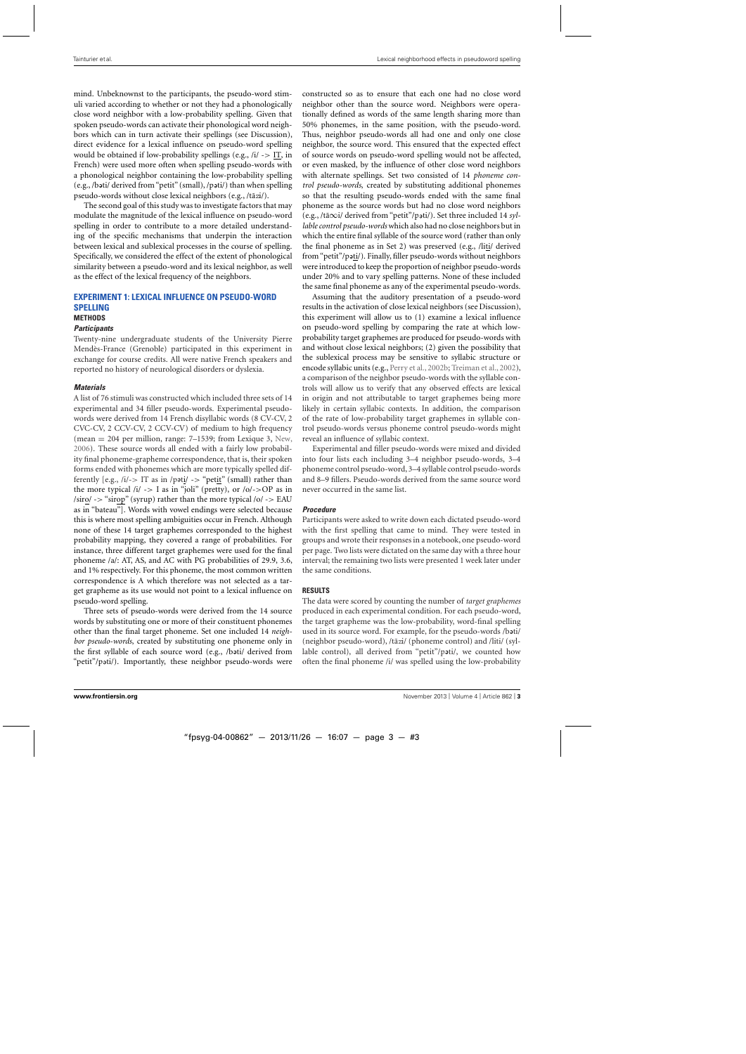mind. Unbeknownst to the participants, the pseudo-word stimuli varied according to whether or not they had a phonologically close word neighbor with a low-probability spelling. Given that spoken pseudo-words can activate their phonological word neighbors which can in turn activate their spellings (see Discussion), direct evidence for a lexical influence on pseudo-word spelling would be obtained if low-probability spellings (e.g., /i/ -> IT, in French) were used more often when spelling pseudo-words with a phonological neighbor containing the low-probability spelling (e.g., /bəti/ derived from "petit" (small), /pəti/) than when spelling pseudo-words without close lexical neighbors (e.g., /tāzi/).

The second goal of this study was to investigate factors that may modulate the magnitude of the lexical influence on pseudo-word spelling in order to contribute to a more detailed understanding of the specific mechanisms that underpin the interaction between lexical and sublexical processes in the course of spelling. Specifically, we considered the effect of the extent of phonological similarity between a pseudo-word and its lexical neighbor, as well as the effect of the lexical frequency of the neighbors.

## EXPERIMENT 1: LEXICAL INFLUENCE ON PSEUDO-WORD SPELLING

### METHODS

#### *Participants*

Twenty-nine undergraduate students of the University Pierre Mendès-France (Grenoble) participated in this experiment in exchange for course credits. All were native French speakers and reported no history of neurological disorders or dyslexia.

#### *Materials*

A list of 76 stimuli was constructed which included three sets of 14 experimental and 34 filler pseudo-words. Experimental pseudo-words were derived from 14 French disyllabic words (8 CV-CV, 2 CVC-CV, 2 CCV-CV, 2 CCV-CV) of medium to high frequency (mean = 204 per million, range: 7–1539; from Lexique 3, New, 2006). These source words all ended with a fairly low probability final phoneme-grapheme correspondence, that is, their spoken forms ended with phonemes which are more typically spelled differently [e.g., /i/-> IT as in /pəti/ -> "petit" (small) rather than the more typical /i/ -> I as in "joli" (pretty), or /o/->OP as in /siro/ -> "sirop" (syrup) rather than the more typical /o/ -> EAU as in "bateau"]. Words with vowel endings were selected because this is where most spelling ambiguities occur in French. Although none of these 14 target graphemes corresponded to the highest probability mapping, they covered a range of probabilities. For instance, three different target graphemes were used for the final phoneme /a/: AT, AS, and AC with PG probabilities of 29.9, 3.6, and 1% respectively. For this phoneme, the most common written correspondence is A which therefore was not selected as a target grapheme as its use would not point to a lexical influence on pseudo-word spelling.

Three sets of pseudo-words were derived from the 14 source words by substituting one or more of their constituent phonemes other than the final target phoneme. Set one included 14 *neighbor pseudo-words*, created by substituting one phoneme only in the first syllable of each source word (e.g., /bəti/ derived from "petit"/pəti/). Importantly, these neighbor pseudo-words were constructed so as to ensure that each one had no close word neighbor other than the source word. Neighbors were operationally defined as words of the same length sharing more than 50% phonemes, in the same position, with the pseudo-word. Thus, neighbor pseudo-words all had one and only one close neighbor, the source word. This ensured that the expected effect of source words on pseudo-word spelling would not be affected, or even masked, by the influence of other close word neighbors with alternate spellings. Set two consisted of 14 *phoneme control pseudo-words*, created by substituting additional phonemes so that the resulting pseudo-words ended with the same final phoneme as the source words but had no close word neighbors (e.g., /tāɔ̃i/ derived from "petit"/pəti/). Set three included 14 *syllable control pseudo-words* which also had no close neighbors but in which the entire final syllable of the source word (rather than only the final phoneme as in Set 2) was preserved (e.g., /liti/ derived from "petit"/pəti/). Finally, filler pseudo-words without neighbors were introduced to keep the proportion of neighbor pseudo-words under 20% and to vary spelling patterns. None of these included the same final phoneme as any of the experimental pseudo-words.

Assuming that the auditory presentation of a pseudo-word results in the activation of close lexical neighbors (see Discussion), this experiment will allow us to (1) examine a lexical influence on pseudo-word spelling by comparing the rate at which low-probability target graphemes are produced for pseudo-words with and without close lexical neighbors; (2) given the possibility that the sublexical process may be sensitive to syllabic structure or encode syllabic units (e.g., Perry et al., 2002b; Treiman et al., 2002), a comparison of the neighbor pseudo-words with the syllable controls will allow us to verify that any observed effects are lexical in origin and not attributable to target graphemes being more likely in certain syllabic contexts. In addition, the comparison of the rate of low-probability target graphemes in syllable control pseudo-words versus phoneme control pseudo-words might reveal an influence of syllabic context.

Experimental and filler pseudo-words were mixed and divided into four lists each including 3–4 neighbor pseudo-words, 3–4 phoneme control pseudo-word, 3–4 syllable control pseudo-words and 8–9 fillers. Pseudo-words derived from the same source word never occurred in the same list.

#### *Procedure*

Participants were asked to write down each dictated pseudo-word with the first spelling that came to mind. They were tested in groups and wrote their responses in a notebook, one pseudo-word per page. Two lists were dictated on the same day with a three hour interval; the remaining two lists were presented 1 week later under the same conditions.

### RESULTS

The data were scored by counting the number of *target graphemes* produced in each experimental condition. For each pseudo-word, the target grapheme was the low-probability, word-final spelling used in its source word. For example, for the pseudo-words /bəti/ (neighbor pseudo-word), /tāzi/ (phoneme control) and /liti/ (syllable control), all derived from "petit"/pəti/, we counted how often the final phoneme /i/ was spelled using the low-probability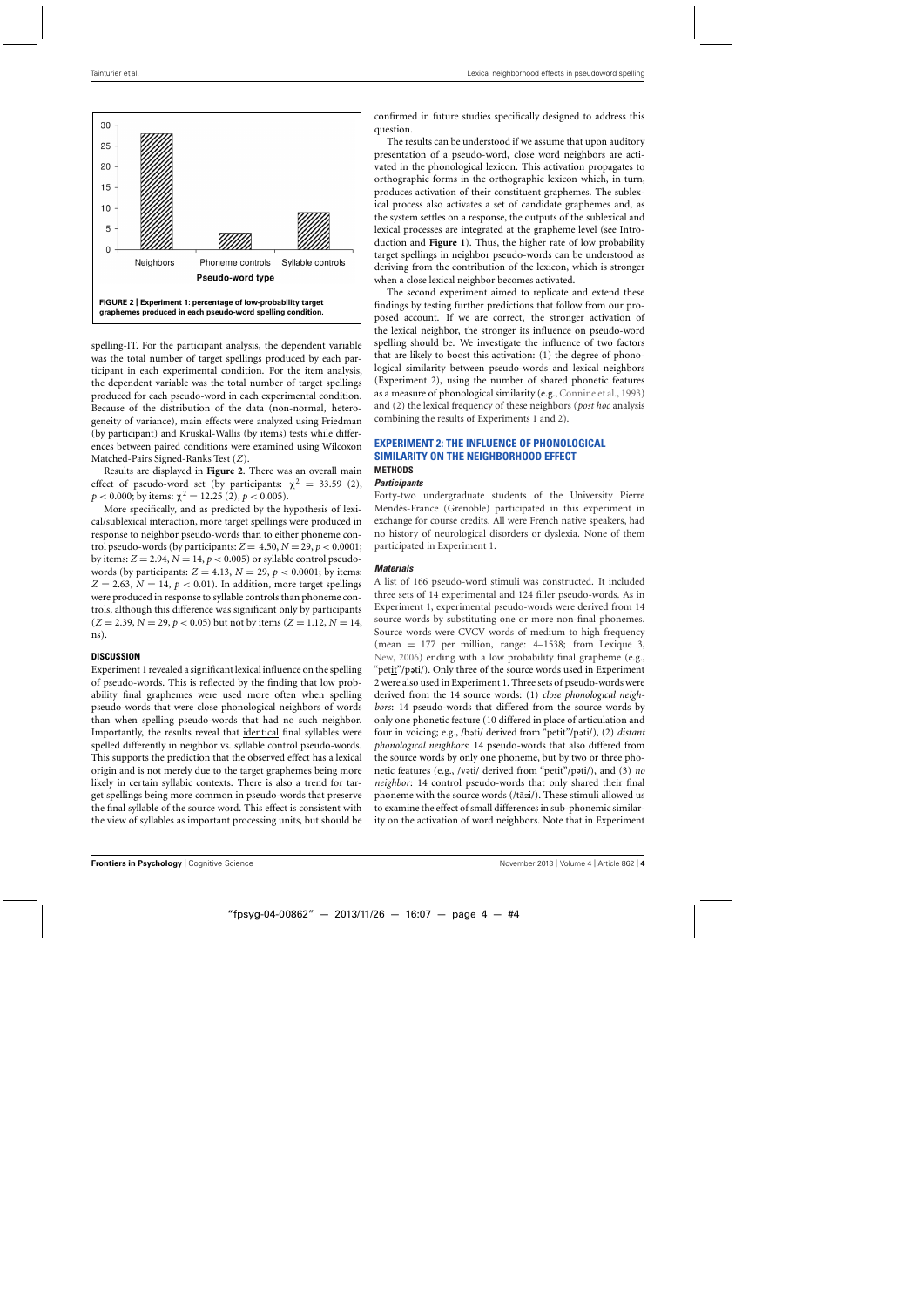FIGURE 2 | Experiment 1: percentage of low-probability target graphemes produced in each pseudo-word spelling condition.

spelling-IT. For the participant analysis, the dependent variable was the total number of target spellings produced by each participant in each experimental condition. For the item analysis, the dependent variable was the total number of target spellings produced for each pseudo-word in each experimental condition. Because of the distribution of the data (non-normal, heterogeneity of variance), main effects were analyzed using Friedman (by participant) and Kruskal-Wallis (by items) tests while differences between paired conditions were examined using Wilcoxon Matched-Pairs Signed-Ranks Test ($Z$).

Results are displayed in **Figure 2**. There was an overall main effect of pseudo-word set (by participants: $\chi^2 = 33.59$ (2), $p < 0.000$; by items: $\chi^2 = 12.25$ (2), $p < 0.005$).

More specifically, and as predicted by the hypothesis of lexical/sublexical interaction, more target spellings were produced in response to neighbor pseudo-words than to either phoneme control pseudo-words (by participants: $Z = 4.50$, $N = 29$, $p < 0.0001$; by items: $Z = 2.94$, $N = 14$, $p < 0.005$) or syllable control pseudo-words (by participants: $Z = 4.13$, $N = 29$, $p < 0.0001$; by items: $Z = 2.63$, $N = 14$, $p < 0.01$). In addition, more target spellings were produced in response to syllable controls than phoneme controls, although this difference was significant only by participants ($Z = 2.39$, $N = 29$, $p < 0.05$) but not by items ($Z = 1.12$, $N = 14$, ns).

### DISCUSSION

Experiment 1 revealed a significant lexical influence on the spelling of pseudo-words. This is reflected by the finding that low probability final graphemes were used more often when spelling pseudo-words that were close phonological neighbors of words than when spelling pseudo-words that had no such neighbor. Importantly, the results reveal that identical final syllables were spelled differently in neighbor vs. syllable control pseudo-words. This supports the prediction that the observed effect has a lexical origin and is not merely due to the target graphemes being more likely in certain syllabic contexts. There is also a trend for target spellings being more common in pseudo-words that preserve the final syllable of the source word. This effect is consistent with the view of syllables as important processing units, but should be confirmed in future studies specifically designed to address this question.

The results can be understood if we assume that upon auditory presentation of a pseudo-word, close word neighbors are activated in the phonological lexicon. This activation propagates to orthographic forms in the orthographic lexicon which, in turn, produces activation of their constituent graphemes. The sublexical process also activates a set of candidate graphemes and, as the system settles on a response, the outputs of the sublexical and lexical processes are integrated at the grapheme level (see Introduction and **Figure 1**). Thus, the higher rate of low probability target spellings in neighbor pseudo-words can be understood as deriving from the contribution of the lexicon, which is stronger when a close lexical neighbor becomes activated.

The second experiment aimed to replicate and extend these findings by testing further predictions that follow from our proposed account. If we are correct, the stronger activation of the lexical neighbor, the stronger its influence on pseudo-word spelling should be. We investigate the influence of two factors that are likely to boost this activation: (1) the degree of phonological similarity between pseudo-words and lexical neighbors (Experiment 2), using the number of shared phonetic features as a measure of phonological similarity (e.g., Connine et al., 1993) and (2) the lexical frequency of these neighbors (*post hoc* analysis combining the results of Experiments 1 and 2).

## EXPERIMENT 2: THE INFLUENCE OF PHONOLOGICAL SIMILARITY ON THE NEIGHBORHOOD EFFECT

### METHODS

#### *Participants*

Forty-two undergraduate students of the University Pierre Mendès-France (Grenoble) participated in this experiment in exchange for course credits. All were French native speakers, had no history of neurological disorders or dyslexia. None of them participated in Experiment 1.

#### *Materials*

A list of 166 pseudo-word stimuli was constructed. It included three sets of 14 experimental and 124 filler pseudo-words. As in Experiment 1, experimental pseudo-words were derived from 14 source words by substituting one or more non-final phonemes. Source words were CVCV words of medium to high frequency (mean = 177 per million, range: 4–1538; from Lexique 3, New, 2006) ending with a low probability final grapheme (e.g., "petit"/pəti/). Only three of the source words used in Experiment 2 were also used in Experiment 1. Three sets of pseudo-words were derived from the 14 source words: (1) *close phonological neighbors*: 14 pseudo-words that differed from the source words by only one phonetic feature (10 differed in place of articulation and four in voicing; e.g., /bəti/ derived from "petit"/pəti/), (2) *distant phonological neighbors*: 14 pseudo-words that also differed from the source words by only one phoneme, but by two or three phonetic features (e.g., /vəti/ derived from "petit"/pəti/), and (3) *no neighbor*: 14 control pseudo-words that only shared their final phoneme with the source words (/tãzi/). These stimuli allowed us to examine the effect of small differences in sub-phonemic similarity on the activation of word neighbors. Note that in Experiment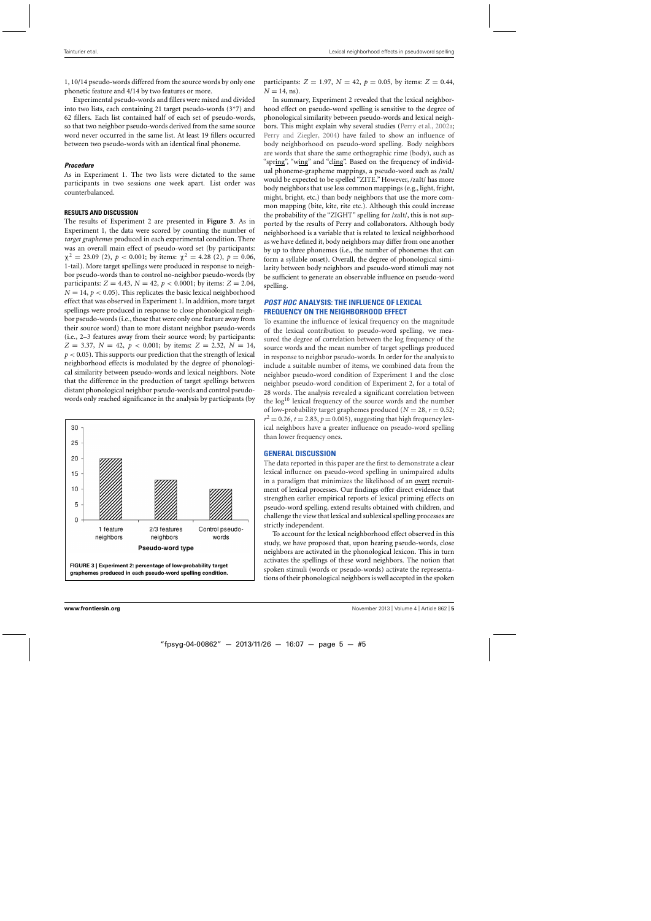1, 10/14 pseudo-words differed from the source words by only one phonetic feature and 4/14 by two features or more.

Experimental pseudo-words and fillers were mixed and divided into two lists, each containing 21 target pseudo-words (3*7) and 62 fillers. Each list contained half of each set of pseudo-words, so that two neighbor pseudo-words derived from the same source word never occurred in the same list. At least 19 fillers occurred between two pseudo-words with an identical final phoneme.

#### *Procedure*

As in Experiment 1. The two lists were dictated to the same participants in two sessions one week apart. List order was counterbalanced.

### RESULTS AND DISCUSSION

The results of Experiment 2 are presented in **Figure 3**. As in Experiment 1, the data were scored by counting the number of *target graphemes* produced in each experimental condition. There was an overall main effect of pseudo-word set (by participants: $\chi^2 = 23.09$ (2), $p < 0.001$; by items: $\chi^2 = 4.28$ (2), $p = 0.06$, 1-tail). More target spellings were produced in response to neighbor pseudo-words than to control no-neighbor pseudo-words (by participants: $Z = 4.43$, $N = 42$, $p < 0.0001$; by items: $Z = 2.04$, $N = 14$, $p < 0.05$). This replicates the basic lexical neighborhood effect that was observed in Experiment 1. In addition, more target spellings were produced in response to close phonological neighbor pseudo-words (i.e., those that were only one feature away from their source word) than to more distant neighbor pseudo-words (i.e., 2–3 features away from their source word; by participants: $Z = 3.37$, $N = 42$, $p < 0.001$; by items: $Z = 2.32$, $N = 14$, $p < 0.05$). This supports our prediction that the strength of lexical neighborhood effects is modulated by the degree of phonological similarity between pseudo-words and lexical neighbors. Note that the difference in the production of target spellings between distant phonological neighbor pseudo-words and control pseudo-words only reached significance in the analysis by participants (by participants: $Z = 1.97$, $N = 42$, $p = 0.05$, by items: $Z = 0.44$, $N = 14$, ns).

**FIGURE 3 | Experiment 2: percentage of low-probability target graphemes produced in each pseudo-word spelling condition.**

In summary, Experiment 2 revealed that the lexical neighborhood effect on pseudo-word spelling is sensitive to the degree of phonological similarity between pseudo-words and lexical neighbors. This might explain why several studies (Perry et al., 2002a; Perry and Ziegler, 2004) have failed to show an influence of body neighborhood on pseudo-word spelling. Body neighbors are words that share the same orthographic rime (body), such as "spr<u>ing</u>", "w<u>ing</u>" and "cl<u>ing</u>". Based on the frequency of individual phoneme-grapheme mappings, a pseudo-word such as /zaIt/ would be expected to be spelled "ZITE." However, /zaIt/ has more body neighbors that use less common mappings (e.g., light, fright, might, bright, etc.) than body neighbors that use the more common mapping (bite, kite, rite etc.). Although this could increase the probability of the "ZIGHT" spelling for /zaIt/, this is not supported by the results of Perry and collaborators. Although body neighborhood is a variable that is related to lexical neighborhood as we have defined it, body neighbors may differ from one another by up to three phonemes (i.e., the number of phonemes that can form a syllable onset). Overall, the degree of phonological similarity between body neighbors and pseudo-word stimuli may not be sufficient to generate an observable influence on pseudo-word spelling.

## *POST HOC* ANALYSIS: THE INFLUENCE OF LEXICAL FREQUENCY ON THE NEIGHBORHOOD EFFECT

To examine the influence of lexical frequency on the magnitude of the lexical contribution to pseudo-word spelling, we measured the degree of correlation between the log frequency of the source words and the mean number of target spellings produced in response to neighbor pseudo-words. In order for the analysis to include a suitable number of items, we combined data from the neighbor pseudo-word condition of Experiment 1 and the close neighbor pseudo-word condition of Experiment 2, for a total of 28 words. The analysis revealed a significant correlation between the $\log^{10}$ lexical frequency of the source words and the number of low-probability target graphemes produced ($N = 28$, $r = 0.52$; $r^2 = 0.26$, $t = 2.83$, $p = 0.005$), suggesting that high frequency lexical neighbors have a greater influence on pseudo-word spelling than lower frequency ones.

## GENERAL DISCUSSION

The data reported in this paper are the first to demonstrate a clear lexical influence on pseudo-word spelling in unimpaired adults in a paradigm that minimizes the likelihood of an <u>overt</u> recruitment of lexical processes. Our findings offer direct evidence that strengthen earlier empirical reports of lexical priming effects on pseudo-word spelling, extend results obtained with children, and challenge the view that lexical and sublexical spelling processes are strictly independent.

To account for the lexical neighborhood effect observed in this study, we have proposed that, upon hearing pseudo-words, close neighbors are activated in the phonological lexicon. This in turn activates the spellings of these word neighbors. The notion that spoken stimuli (words or pseudo-words) activate the representations of their phonological neighbors is well accepted in the spoken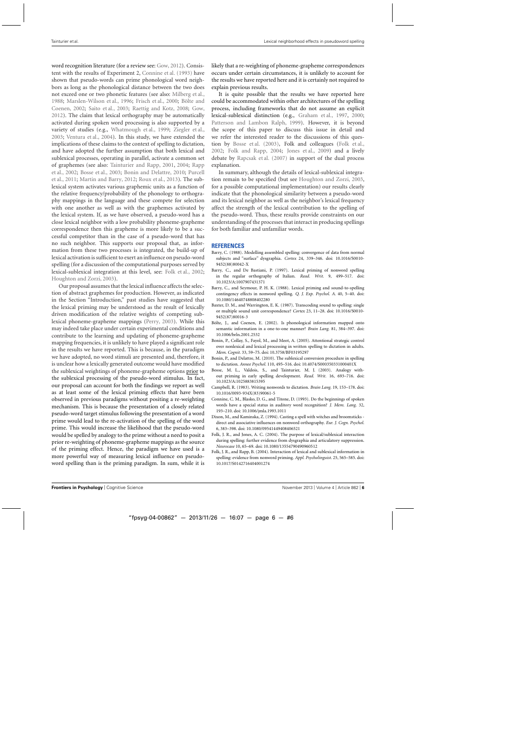word recognition literature (for a review see: Gow, 2012). Consistent with the results of Experiment 2, Connine et al. (1993) have shown that pseudo-words can prime phonological word neighbors as long as the phonological distance between the two does not exceed one or two phonetic features (see also: Milberg et al., 1988; Marslen-Wilson et al., 1996; Frisch et al., 2000; Bölte and Coenen, 2002; Saito et al., 2003; Raettig and Kotz, 2008; Gow, 2012). The claim that lexical orthography may be automatically activated during spoken word processing is also supported by a variety of studies (e.g., Whatmough et al., 1999; Ziegler et al., 2003; Ventura et al., 2004). In this study, we have extended the implications of these claims to the context of spelling to dictation, and have adopted the further assumption that both lexical and sublexical processes, operating in parallel, activate a common set of graphemes (see also: Tainturier and Rapp, 2001, 2004; Rapp et al., 2002; Bosse et al., 2003; Bonin and Delattre, 2010; Purcell et al., 2011; Martin and Barry, 2012; Roux et al., 2013). The sublexical system activates various graphemic units as a function of the relative frequency/probability of the phonology to orthography mappings in the language and these compete for selection with one another as well as with the graphemes activated by the lexical system. If, as we have observed, a pseudo-word has a close lexical neighbor with a low probability phoneme-grapheme correspondence then this grapheme is more likely to be a successful competitor than in the case of a pseudo-word that has no such neighbor. This supports our proposal that, as information from these two processes is integrated, the build-up of lexical activation is sufficient to exert an influence on pseudo-word spelling (for a discussion of the computational purposes served by lexical-sublexical integration at this level, see: Folk et al., 2002; Houghton and Zorzi, 2003).

Our proposal assumes that the lexical influence affects the selection of abstract graphemes for production. However, as indicated in the Section "Introduction," past studies have suggested that the lexical priming may be understood as the result of lexically driven modification of the relative weights of competing sublexical phoneme-grapheme mappings (Perry, 2003). While this may indeed take place under certain experimental conditions and contribute to the learning and updating of phoneme-grapheme mapping frequencies, it is unlikely to have played a significant role in the results we have reported. This is because, in the paradigm we have adopted, no word stimuli are presented and, therefore, it is unclear how a lexically generated outcome would have modified the sublexical weightings of phoneme-grapheme options prior to the sublexical processing of the pseudo-word stimulus. In fact, our proposal can account for both the findings we report as well as at least some of the lexical priming effects that have been observed in previous paradigms without positing a re-weighting mechanism. This is because the presentation of a closely related pseudo-word target stimulus following the presentation of a word prime would lead to the re-activation of the spelling of the word prime. This would increase the likelihood that the pseudo-word would be spelled by analogy to the prime without a need to posit a prior re-weighting of phoneme-grapheme mappings as the source of the priming effect. Hence, the paradigm we have used is a more powerful way of measuring lexical influence on pseudo-word spelling than is the priming paradigm. In sum, while it is likely that a re-weighting of phoneme-grapheme correspondences occurs under certain circumstances, it is unlikely to account for the results we have reported here and it is certainly not required to explain previous results.

It is quite possible that the results we have reported here could be accommodated within other architectures of the spelling process, including frameworks that do not assume an explicit lexical-sublexical distinction (e.g., Graham et al., 1997, 2000; Patterson and Lambon Ralph, 1999). However, it is beyond the scope of this paper to discuss this issue in detail and we refer the interested reader to the discussions of this question by Bosse et al. (2003), Folk and colleagues (Folk et al., 2002; Folk and Rapp, 2004; Jones et al., 2009) and a lively debate by Rapcsak et al. (2007) in support of the dual process explanation.

In summary, although the details of lexical-sublexical integration remain to be specified (but see Houghton and Zorzi, 2003, for a possible computational implementation) our results clearly indicate that the phonological similarity between a pseudo-word and its lexical neighbor as well as the neighbor's lexical frequency affect the strength of the lexical contribution to the spelling of the pseudo-word. Thus, these results provide constraints on our understanding of the processes that interact in producing spellings for both familiar and unfamiliar words.

## REFERENCES

Barry, C. (1988). Modelling assembled spelling: convergence of data from normal subjects and "surface" dysgraphia. *Cortex* 24, 339–346. doi: 10.1016/S0010-9452(88)80042-X

Barry, C., and De Bastiani, P. (1997). Lexical priming of nonword spelling in the regular orthography of Italian. *Read. Writ.* 9, 499–517. doi: 10.1023/A:1007907431371

Barry, C., and Seymour, P. H. K. (1988). Lexical priming and sound-to-spelling contingency effects in nonword spelling. *Q. J. Exp. Psychol. A.* 40, 5–40. doi: 10.1080/14640748808402280

Baxter, D. M., and Warrington, E. K. (1987). Transcoding sound to spelling: single or multiple sound unit correspondence? *Cortex* 23, 11–28. doi: 10.1016/S0010-9452(87)80016-3

Bölte, J., and Coenen, E. (2002). Is phonological information mapped onto semantic information in a one-to-one manner? *Brain Lang.* 81, 384–397. doi: 10.1006/brln.2001.2532

Bonin, P., Collay, S., Fayol, M., and Meot, A. (2005). Attentional strategic control over nonlexical and lexical processing in written spelling to dictation in adults. *Mem. Cognit.* 33, 59–75. doi: 10.3758/BF03195297

Bonin, P., and Delattre, M. (2010). The sublexical conversion procedure in spelling to dictation. *Annee Psychol.* 110, 495–516. doi: 10.4074/S000350331000401X

Bosse, M. L., Valdois, S., and Tainturier, M. J. (2003). Analogy without priming in early spelling development. *Read. Writ.* 16, 693–716. doi: 10.1023/A:1025883815395

Campbell, R. (1983). Writing nonwords to dictation. *Brain Lang.* 19, 153–178. doi: 10.1016/0093-934X(83)90061-5

Connine, C. M., Blasko, D. G., and Titone, D. (1993). Do the beginnings of spoken words have a special status in auditory word recognition? *J. Mem. Lang.* 32, 193–210. doi: 10.1006/jmla.1993.1011

Dixon, M., and Kaminska, Z. (1994). Casting a spell with witches and broomsticks - direct and associative influences on nonword orthography. *Eur. J. Cogn. Psychol.* 6, 383–398. doi: 10.1080/09541449408406521

Folk, J. R., and Jones, A. C. (2004). The purpose of lexical/sublexical interaction during spelling: further evidence from dysgraphia and articulatory suppression. *Neurocase* 10, 65–69. doi: 10.1080/13554790490960512

Folk, J. R., and Rapp, B. (2004). Interaction of lexical and sublexical information in spelling: evidence from nonword priming. *Appl. Psycholinguist.* 25, 565–585. doi: 10.1017/S0142716404001274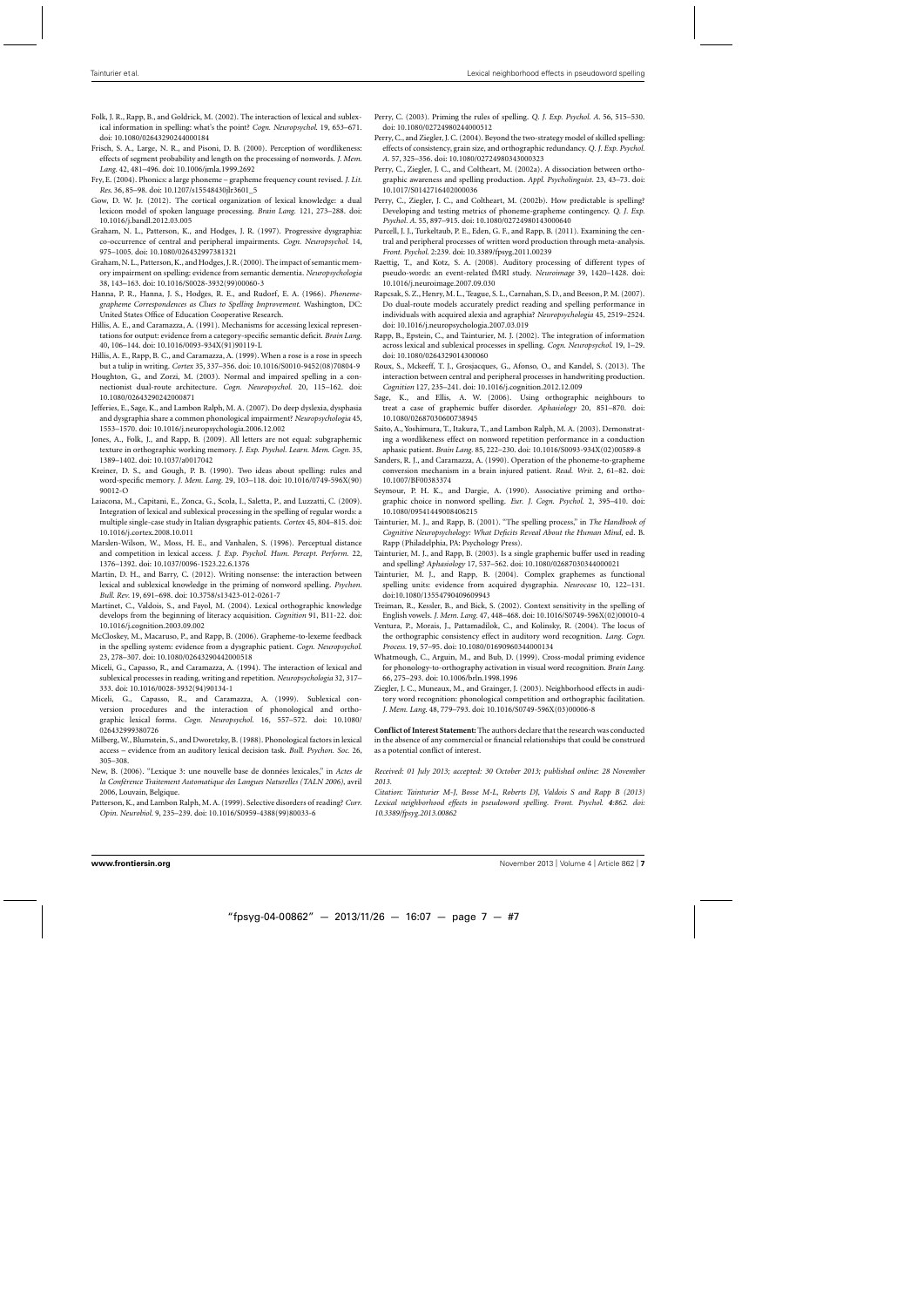Folk, J. R., Rapp, B., and Goldrick, M. (2002). The interaction of lexical and sublexical information in spelling: what's the point? *Cogn. Neuropsychol.* 19, 653–671. doi: 10.1080/02643290244000184

Frisch, S. A., Large, N. R., and Pisoni, D. B. (2000). Perception of wordlikeness: effects of segment probability and length on the processing of nonwords. *J. Mem. Lang.* 42, 481–496. doi: 10.1006/jmla.1999.2692

Fry, E. (2004). Phonics: a large phoneme – grapheme frequency count revised. *J. Lit. Res.* 36, 85–98. doi: 10.1207/s15548430jlr3601_5

Gow, D. W. Jr. (2012). The cortical organization of lexical knowledge: a dual lexicon model of spoken language processing. *Brain Lang.* 121, 273–288. doi: 10.1016/j.bandl.2012.03.005

Graham, N. L., Patterson, K., and Hodges, J. R. (1997). Progressive dysgraphia: co-occurrence of central and peripheral impairments. *Cogn. Neuropsychol.* 14, 975–1005. doi: 10.1080/026432997381321

Graham, N. L., Patterson, K., and Hodges, J. R. (2000). The impact of semantic memory impairment on spelling: evidence from semantic dementia. *Neuropsychologia* 38, 143–163. doi: 10.1016/S0028-3932(99)00060-3

Hanna, P. R., Hanna, J. S., Hodges, R. E., and Rudorf, E. A. (1966). *Phoneme-grapheme Correspondences as Clues to Spelling Improvement.* Washington, DC: United States Office of Education Cooperative Research.

Hillis, A. E., and Caramazza, A. (1991). Mechanisms for accessing lexical representations for output: evidence from a category-specific semantic deficit. *Brain Lang.* 40, 106–144. doi: 10.1016/0093-934X(91)90119-L

Hillis, A. E., Rapp, B. C., and Caramazza, A. (1999). When a rose is a rose in speech but a tulip in writing. *Cortex* 35, 337–356. doi: 10.1016/S0010-9452(08)70804-9

Houghton, G., and Zorzi, M. (2003). Normal and impaired spelling in a connectionist dual-route architecture. *Cogn. Neuropsychol.* 20, 115–162. doi: 10.1080/02643290242000871

Jefferies, E., Sage, K., and Lambon Ralph, M. A. (2007). Do deep dyslexia, dysphasia and dysgraphia share a common phonological impairment? *Neuropsychologia* 45, 1553–1570. doi: 10.1016/j.neuropsychologia.2006.12.002

Jones, A., Folk, J., and Rapp, B. (2009). All letters are not equal: subgraphemic texture in orthographic working memory. *J. Exp. Psychol. Learn. Mem. Cogn.* 35, 1389–1402. doi: 10.1037/a0017042

Kreiner, D. S., and Gough, P. B. (1990). Two ideas about spelling: rules and word-specific memory. *J. Mem. Lang.* 29, 103–118. doi: 10.1016/0749-596X(90)90012-O

Laiacona, M., Capitani, E., Zonca, G., Scola, I., Saletta, P., and Luzzatti, C. (2009). Integration of lexical and sublexical processing in the spelling of regular words: a multiple single-case study in Italian dysgraphic patients. *Cortex* 45, 804–815. doi: 10.1016/j.cortex.2008.10.011

Marslen-Wilson, W., Moss, H. E., and Vanhalen, S. (1996). Perceptual distance and competition in lexical access. *J. Exp. Psychol. Hum. Percept. Perform.* 22, 1376–1392. doi: 10.1037/0096-1523.22.6.1376

Martin, D. H., and Barry, C. (2012). Writing nonsense: the interaction between lexical and sublexical knowledge in the priming of nonword spelling. *Psychon. Bull. Rev.* 19, 691–698. doi: 10.3758/s13423-012-0261-7

Martinet, C., Valdois, S., and Fayol, M. (2004). Lexical orthographic knowledge develops from the beginning of literacy acquisition. *Cognition* 91, B11-22. doi: 10.1016/j.cognition.2003.09.002

McCloskey, M., Macaruso, P., and Rapp, B. (2006). Grapheme-to-lexeme feedback in the spelling system: evidence from a dysgraphic patient. *Cogn. Neuropsychol.* 23, 278–307. doi: 10.1080/02643290442000518

Miceli, G., Capasso, R., and Caramazza, A. (1994). The interaction of lexical and sublexical processes in reading, writing and repetition. *Neuropsychologia* 32, 317–333. doi: 10.1016/0028-3932(94)90134-1

Miceli, G., Capasso, R., and Caramazza, A. (1999). Sublexical conversion procedures and the interaction of phonological and orthographic lexical forms. *Cogn. Neuropsychol.* 16, 557–572. doi: 10.1080/026432999380726

Milberg, W., Blumstein, S., and Dworetzky, B. (1988). Phonological factors in lexical access – evidence from an auditory lexical decision task. *Bull. Psychon. Soc.* 26, 305–308.

New, B. (2006). "Lexique 3: une nouvelle base de données lexicales," in *Actes de la Conférence Traitement Automatique des Langues Naturelles (TALN 2006)*, avril 2006, Louvain, Belgique.

Patterson, K., and Lambon Ralph, M. A. (1999). Selective disorders of reading? *Curr. Opin. Neurobiol.* 9, 235–239. doi: 10.1016/S0959-4388(99)80033-6

Perry, C. (2003). Priming the rules of spelling. *Q. J. Exp. Psychol. A.* 56, 515–530. doi: 10.1080/02724980244000512

Perry, C., and Ziegler, J. C. (2004). Beyond the two-strategy model of skilled spelling: effects of consistency, grain size, and orthographic redundancy. *Q. J. Exp. Psychol. A.* 57, 325–356. doi: 10.1080/02724980343000323

Perry, C., Ziegler, J. C., and Coltheart, M. (2002a). A dissociation between orthographic awareness and spelling production. *Appl. Psycholinguist.* 23, 43–73. doi: 10.1017/S0142716402000036

Perry, C., Ziegler, J. C., and Coltheart, M. (2002b). How predictable is spelling? Developing and testing metrics of phoneme-grapheme contingency. *Q. J. Exp. Psychol. A.* 55, 897–915. doi: 10.1080/02724980143000640

Purcell, J. J., Turkeltaub, P. E., Eden, G. F., and Rapp, B. (2011). Examining the central and peripheral processes of written word production through meta-analysis. *Front. Psychol.* 2:239. doi: 10.3389/fpsyg.2011.00239

Raettig, T., and Kotz, S. A. (2008). Auditory processing of different types of pseudo-words: an event-related fMRI study. *Neuroimage* 39, 1420–1428. doi: 10.1016/j.neuroimage.2007.09.030

Rapcsak, S. Z., Henry, M. L., Teague, S. L., Carnahan, S. D., and Beeson, P. M. (2007). Do dual-route models accurately predict reading and spelling performance in individuals with acquired alexia and agraphia? *Neuropsychologia* 45, 2519–2524. doi: 10.1016/j.neuropsychologia.2007.03.019

Rapp, B., Epstein, C., and Tainturier, M. J. (2002). The integration of information across lexical and sublexical processes in spelling. *Cogn. Neuropsychol.* 19, 1–29. doi: 10.1080/0264329014300060

Roux, S., Mckeeff, T. J., Grosjacques, G., Afonso, O., and Kandel, S. (2013). The interaction between central and peripheral processes in handwriting production. *Cognition* 127, 235–241. doi: 10.1016/j.cognition.2012.12.009

Sage, K., and Ellis, A. W. (2006). Using orthographic neighbours to treat a case of graphemic buffer disorder. *Aphasiology* 20, 851–870. doi: 10.1080/02687030600738945

Saito, A., Yoshimura, T., Itakura, T., and Lambon Ralph, M. A. (2003). Demonstrating a wordlikeness effect on nonword repetition performance in a conduction aphasic patient. *Brain Lang.* 85, 222–230. doi: 10.1016/S0093-934X(02)00589-8

Sanders, R. J., and Caramazza, A. (1990). Operation of the phoneme-to-grapheme conversion mechanism in a brain injured patient. *Read. Writ.* 2, 61–82. doi: 10.1007/BF00383374

Seymour, P. H. K., and Dargie, A. (1990). Associative priming and orthographic choice in nonword spelling. *Eur. J. Cogn. Psychol.* 2, 395–410. doi: 10.1080/09541449008406215

Tainturier, M. J., and Rapp, B. (2001). "The spelling process," in *The Handbook of Cognitive Neuropsychology: What Deficits Reveal About the Human Mind*, ed. B. Rapp (Philadelphia, PA: Psychology Press).

Tainturier, M. J., and Rapp, B. (2003). Is a single graphemic buffer used in reading and spelling? *Aphasiology* 17, 537–562. doi: 10.1080/02687030344000021

Tainturier, M. J., and Rapp, B. (2004). Complex graphemes as functional spelling units: evidence from acquired dysgraphia. *Neurocase* 10, 122–131. doi:10.1080/13554790409609943

Treiman, R., Kessler, B., and Bick, S. (2002). Context sensitivity in the spelling of English vowels. *J. Mem. Lang.* 47, 448–468. doi: 10.1016/S0749-596X(02)00010-4

Ventura, P., Morais, J., Pattamadilok, C., and Kolinsky, R. (2004). The locus of the orthographic consistency effect in auditory word recognition. *Lang. Cogn. Process.* 19, 57–95. doi: 10.1080/01690960344000134

Whatmough, C., Arguin, M., and Bub, D. (1999). Cross-modal priming evidence for phonology-to-orthography activation in visual word recognition. *Brain Lang.* 66, 275–293. doi: 10.1006/brln.1998.1996

Ziegler, J. C., Muneaux, M., and Grainger, J. (2003). Neighborhood effects in auditory word recognition: phonological competition and orthographic facilitation. *J. Mem. Lang.* 48, 779–793. doi: 10.1016/S0749-596X(03)00006-8

**Conflict of Interest Statement:** The authors declare that the research was conducted in the absence of any commercial or financial relationships that could be construed as a potential conflict of interest.

*Received: 01 July 2013; accepted: 30 October 2013; published online: 28 November 2013.*

*Citation: Tainturier M-J, Bosse M-L, Roberts DJ, Valdois S and Rapp B (2013) Lexical neighborhood effects in pseudoword spelling. Front. Psychol.* ***4****:862. doi: 10.3389/fpsyg.2013.00862*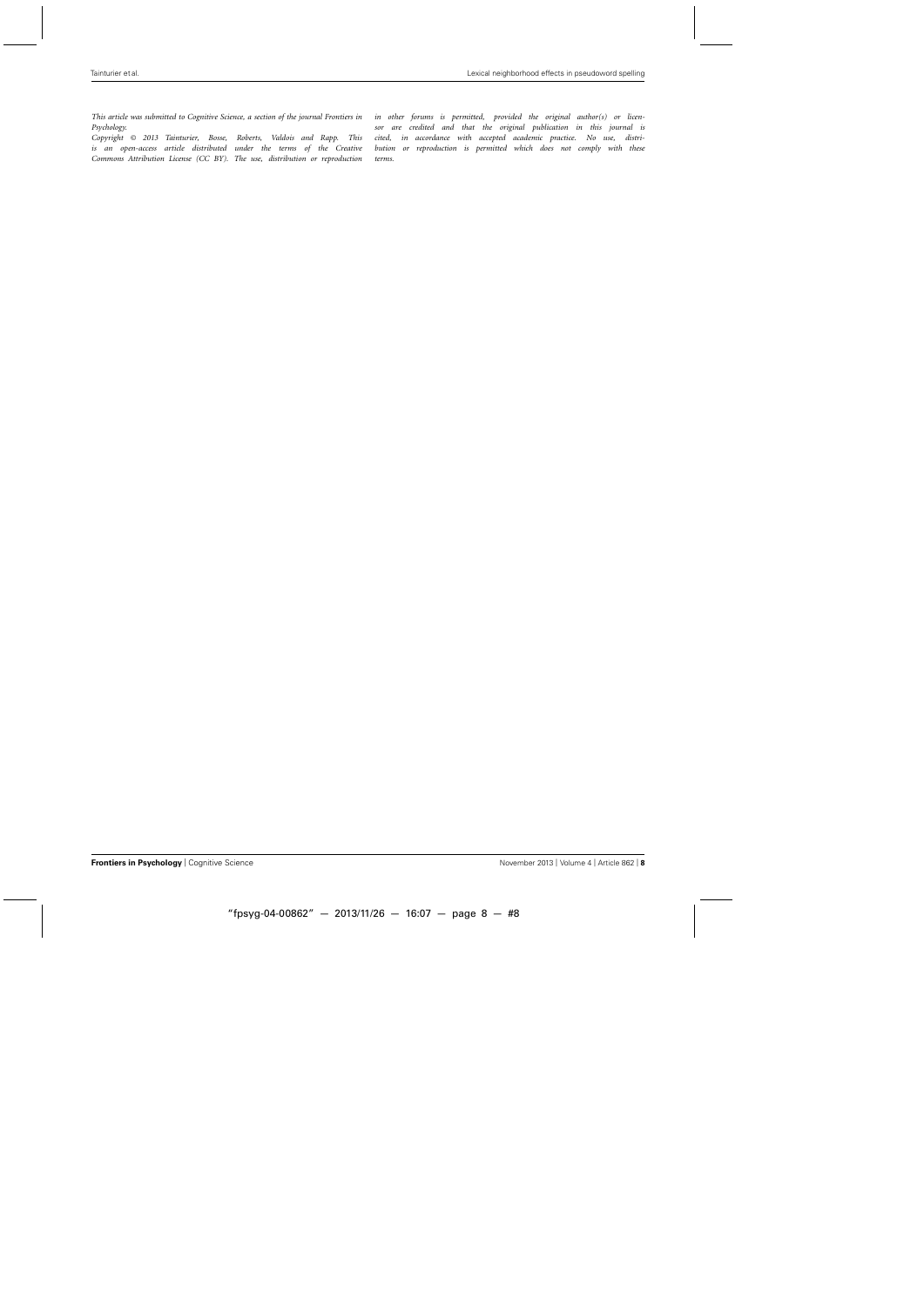*This article was submitted to Cognitive Science, a section of the journal Frontiers in Psychology.*

*Copyright © 2013 Tainturier, Bosse, Roberts, Valdois and Rapp. This is an open-access article distributed under the terms of the Creative Commons Attribution License (CC BY). The use, distribution or reproduction in other forums is permitted, provided the original author(s) or licensor are credited and that the original publication in this journal is cited, in accordance with accepted academic practice. No use, distribution or reproduction is permitted which does not comply with these terms.*